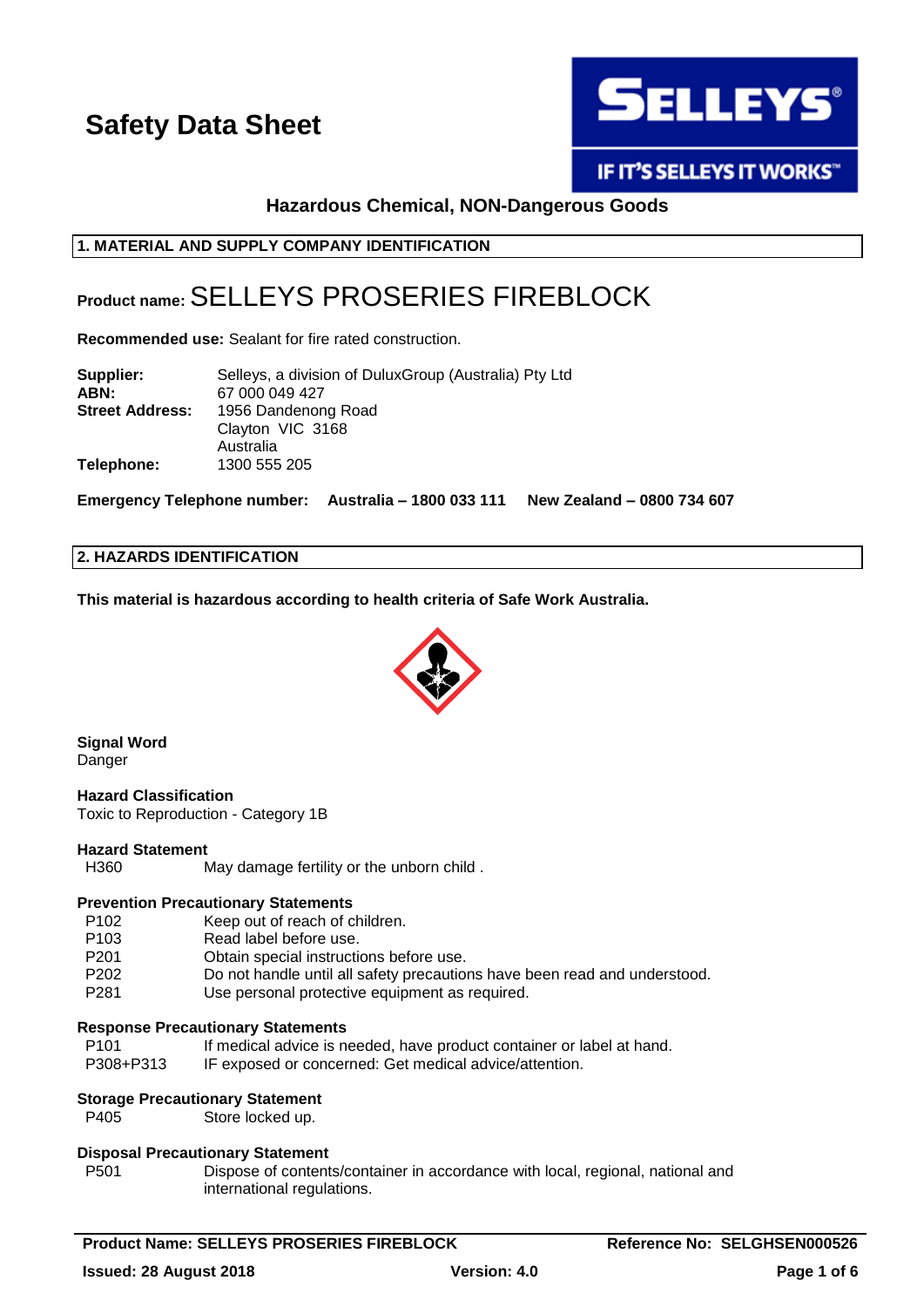# Safety Data Sheet

**Hazardous Chemical, NON-Dangerous Goods**

## 1. MATERIAL AND SUPPLY COMPANY IDENTIFICATION

**Product name:** SELLEYS PROSERIES FIREBLOCK

**Recommended use:** Sealant for fire rated construction.

| | |
|---|---|
| **Supplier:** | Selleys, a division of DuluxGroup (Australia) Pty Ltd |
| **ABN:** | 67 000 049 427 |
| **Street Address:** | 1956 Dandenong Road<br>Clayton VIC 3168<br>Australia |
| **Telephone:** | 1300 555 205 |

**Emergency Telephone number: Australia – 1800 033 111 New Zealand – 0800 734 607**

## 2. HAZARDS IDENTIFICATION

**This material is hazardous according to health criteria of Safe Work Australia.**

**Signal Word**
Danger

**Hazard Classification**
Toxic to Reproduction - Category 1B

**Hazard Statement**

| | |
|---|---|
| H360 | May damage fertility or the unborn child . |

**Prevention Precautionary Statements**

| | |
|---|---|
| P102 | Keep out of reach of children. |
| P103 | Read label before use. |
| P201 | Obtain special instructions before use. |
| P202 | Do not handle until all safety precautions have been read and understood. |
| P281 | Use personal protective equipment as required. |

**Response Precautionary Statements**

| | |
|---|---|
| P101 | If medical advice is needed, have product container or label at hand. |
| P308+P313 | IF exposed or concerned: Get medical advice/attention. |

**Storage Precautionary Statement**

| | |
|---|---|
| P405 | Store locked up. |

**Disposal Precautionary Statement**

| | |
|---|---|
| P501 | Dispose of contents/container in accordance with local, regional, national and international regulations. |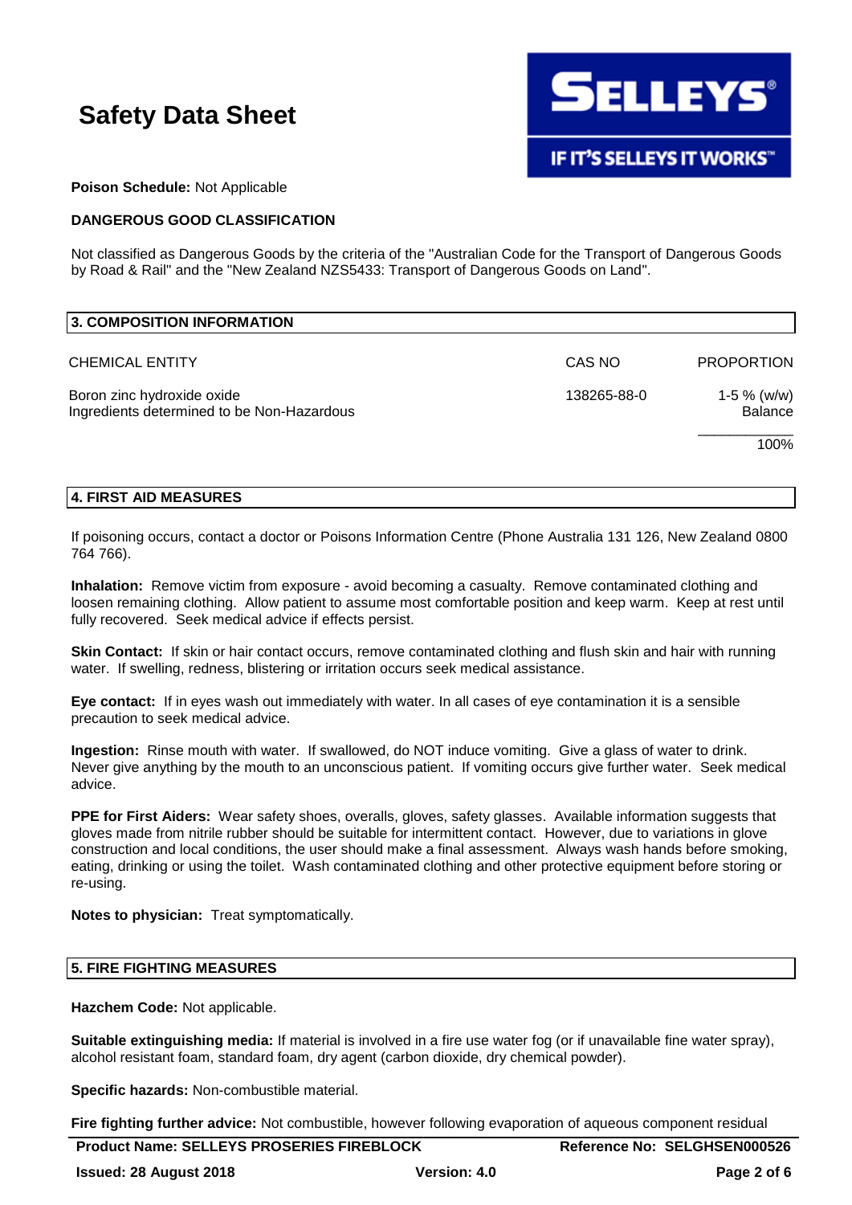**Poison Schedule:** Not Applicable

**DANGEROUS GOOD CLASSIFICATION**

Not classified as Dangerous Goods by the criteria of the "Australian Code for the Transport of Dangerous Goods by Road & Rail" and the "New Zealand NZS5433: Transport of Dangerous Goods on Land".

## 3. COMPOSITION INFORMATION

| CHEMICAL ENTITY | CAS NO | PROPORTION |
|---|---|---|
| Boron zinc hydroxide oxide | 138265-88-0 | 1-5 % (w/w) |
| Ingredients determined to be Non-Hazardous | | Balance |
| | | 100% |

## 4. FIRST AID MEASURES

If poisoning occurs, contact a doctor or Poisons Information Centre (Phone Australia 131 126, New Zealand 0800 764 766).

**Inhalation:** Remove victim from exposure - avoid becoming a casualty. Remove contaminated clothing and loosen remaining clothing. Allow patient to assume most comfortable position and keep warm. Keep at rest until fully recovered. Seek medical advice if effects persist.

**Skin Contact:** If skin or hair contact occurs, remove contaminated clothing and flush skin and hair with running water. If swelling, redness, blistering or irritation occurs seek medical assistance.

**Eye contact:** If in eyes wash out immediately with water. In all cases of eye contamination it is a sensible precaution to seek medical advice.

**Ingestion:** Rinse mouth with water. If swallowed, do NOT induce vomiting. Give a glass of water to drink. Never give anything by the mouth to an unconscious patient. If vomiting occurs give further water. Seek medical advice.

**PPE for First Aiders:** Wear safety shoes, overalls, gloves, safety glasses. Available information suggests that gloves made from nitrile rubber should be suitable for intermittent contact. However, due to variations in glove construction and local conditions, the user should make a final assessment. Always wash hands before smoking, eating, drinking or using the toilet. Wash contaminated clothing and other protective equipment before storing or re-using.

**Notes to physician:** Treat symptomatically.

## 5. FIRE FIGHTING MEASURES

**Hazchem Code:** Not applicable.

**Suitable extinguishing media:** If material is involved in a fire use water fog (or if unavailable fine water spray), alcohol resistant foam, standard foam, dry agent (carbon dioxide, dry chemical powder).

**Specific hazards:** Non-combustible material.

**Fire fighting further advice:** Not combustible, however following evaporation of aqueous component residual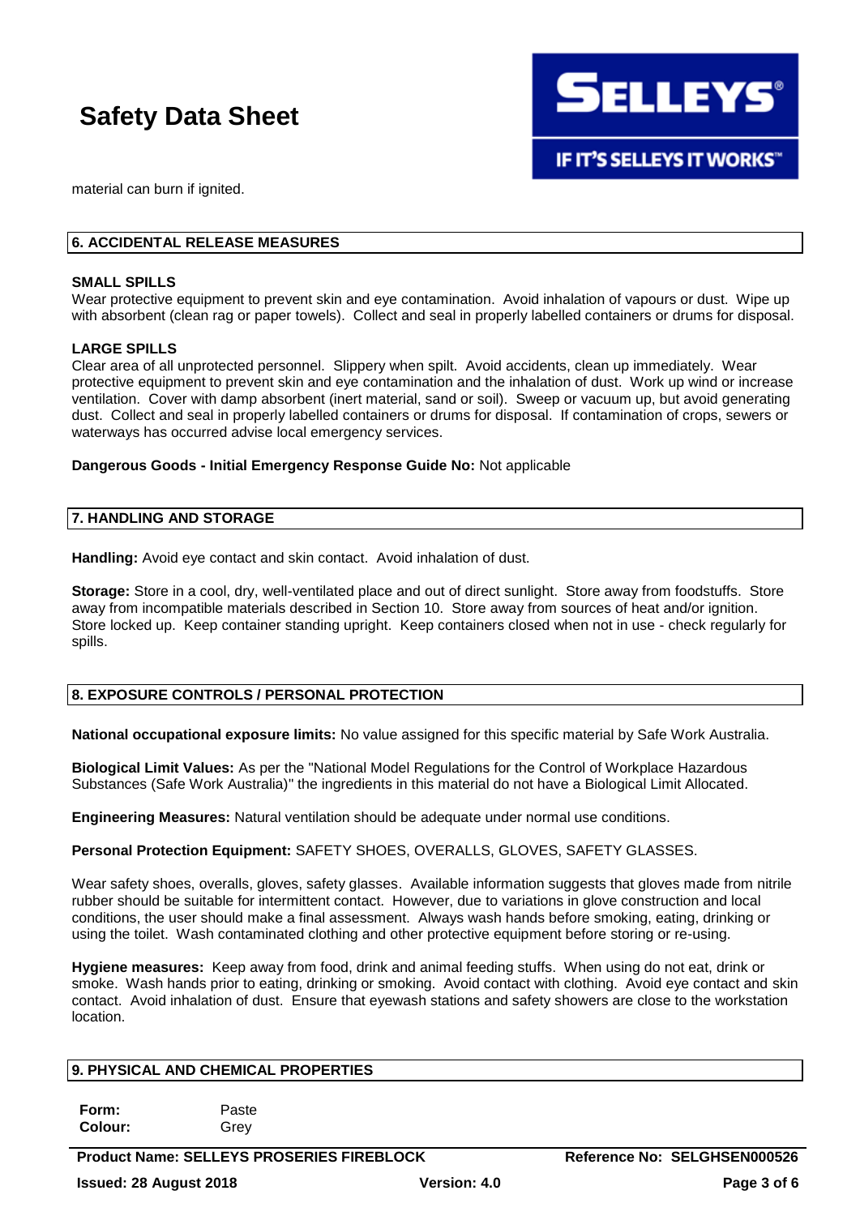material can burn if ignited.

## 6. ACCIDENTAL RELEASE MEASURES

**SMALL SPILLS**

Wear protective equipment to prevent skin and eye contamination. Avoid inhalation of vapours or dust. Wipe up with absorbent (clean rag or paper towels). Collect and seal in properly labelled containers or drums for disposal.

**LARGE SPILLS**

Clear area of all unprotected personnel. Slippery when spilt. Avoid accidents, clean up immediately. Wear protective equipment to prevent skin and eye contamination and the inhalation of dust. Work up wind or increase ventilation. Cover with damp absorbent (inert material, sand or soil). Sweep or vacuum up, but avoid generating dust. Collect and seal in properly labelled containers or drums for disposal. If contamination of crops, sewers or waterways has occurred advise local emergency services.

**Dangerous Goods - Initial Emergency Response Guide No:** Not applicable

## 7. HANDLING AND STORAGE

**Handling:** Avoid eye contact and skin contact. Avoid inhalation of dust.

**Storage:** Store in a cool, dry, well-ventilated place and out of direct sunlight. Store away from foodstuffs. Store away from incompatible materials described in Section 10. Store away from sources of heat and/or ignition. Store locked up. Keep container standing upright. Keep containers closed when not in use - check regularly for spills.

## 8. EXPOSURE CONTROLS / PERSONAL PROTECTION

**National occupational exposure limits:** No value assigned for this specific material by Safe Work Australia.

**Biological Limit Values:** As per the "National Model Regulations for the Control of Workplace Hazardous Substances (Safe Work Australia)" the ingredients in this material do not have a Biological Limit Allocated.

**Engineering Measures:** Natural ventilation should be adequate under normal use conditions.

**Personal Protection Equipment:** SAFETY SHOES, OVERALLS, GLOVES, SAFETY GLASSES.

Wear safety shoes, overalls, gloves, safety glasses. Available information suggests that gloves made from nitrile rubber should be suitable for intermittent contact. However, due to variations in glove construction and local conditions, the user should make a final assessment. Always wash hands before smoking, eating, drinking or using the toilet. Wash contaminated clothing and other protective equipment before storing or re-using.

**Hygiene measures:** Keep away from food, drink and animal feeding stuffs. When using do not eat, drink or smoke. Wash hands prior to eating, drinking or smoking. Avoid contact with clothing. Avoid eye contact and skin contact. Avoid inhalation of dust. Ensure that eyewash stations and safety showers are close to the workstation location.

## 9. PHYSICAL AND CHEMICAL PROPERTIES

| | |
|---|---|
| **Form:** | Paste |
| **Colour:** | Grey |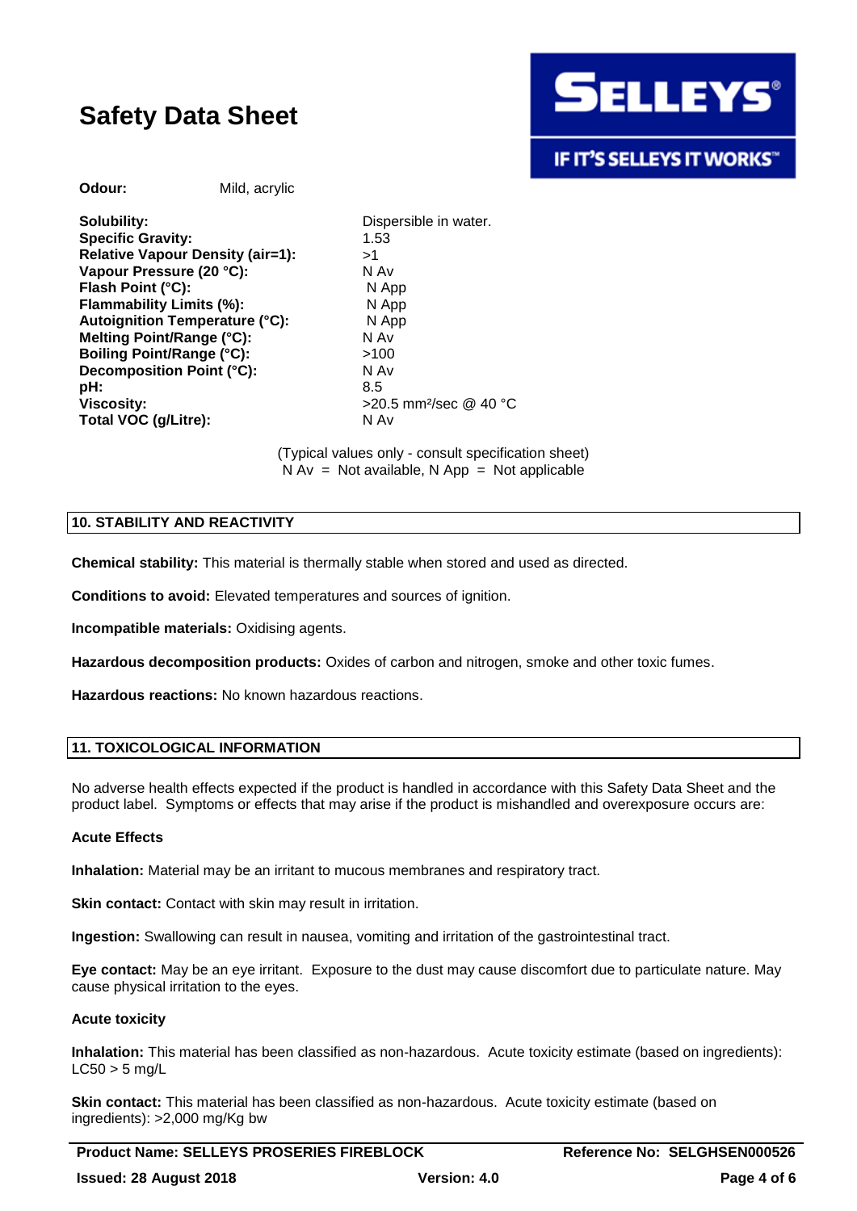**Odour:** Mild, acrylic

| | |
|---|---|
| **Solubility:** | Dispersible in water. |
| **Specific Gravity:** | 1.53 |
| **Relative Vapour Density (air=1):** | >1 |
| **Vapour Pressure (20 °C):** | N Av |
| **Flash Point (°C):** | N App |
| **Flammability Limits (%):** | N App |
| **Autoignition Temperature (°C):** | N App |
| **Melting Point/Range (°C):** | N Av |
| **Boiling Point/Range (°C):** | >100 |
| **Decomposition Point (°C):** | N Av |
| **pH:** | 8.5 |
| **Viscosity:** | >20.5 $mm^2$/sec @ 40 °C |
| **Total VOC (g/Litre):** | N Av |

(Typical values only - consult specification sheet)
N Av = Not available, N App = Not applicable

## 10. STABILITY AND REACTIVITY

**Chemical stability:** This material is thermally stable when stored and used as directed.

**Conditions to avoid:** Elevated temperatures and sources of ignition.

**Incompatible materials:** Oxidising agents.

**Hazardous decomposition products:** Oxides of carbon and nitrogen, smoke and other toxic fumes.

**Hazardous reactions:** No known hazardous reactions.

## 11. TOXICOLOGICAL INFORMATION

No adverse health effects expected if the product is handled in accordance with this Safety Data Sheet and the product label. Symptoms or effects that may arise if the product is mishandled and overexposure occurs are:

### Acute Effects

**Inhalation:** Material may be an irritant to mucous membranes and respiratory tract.

**Skin contact:** Contact with skin may result in irritation.

**Ingestion:** Swallowing can result in nausea, vomiting and irritation of the gastrointestinal tract.

**Eye contact:** May be an eye irritant. Exposure to the dust may cause discomfort due to particulate nature. May cause physical irritation to the eyes.

### Acute toxicity

**Inhalation:** This material has been classified as non-hazardous. Acute toxicity estimate (based on ingredients): $LC_{50}$ > 5 mg/L

**Skin contact:** This material has been classified as non-hazardous. Acute toxicity estimate (based on ingredients): >2,000 mg/Kg bw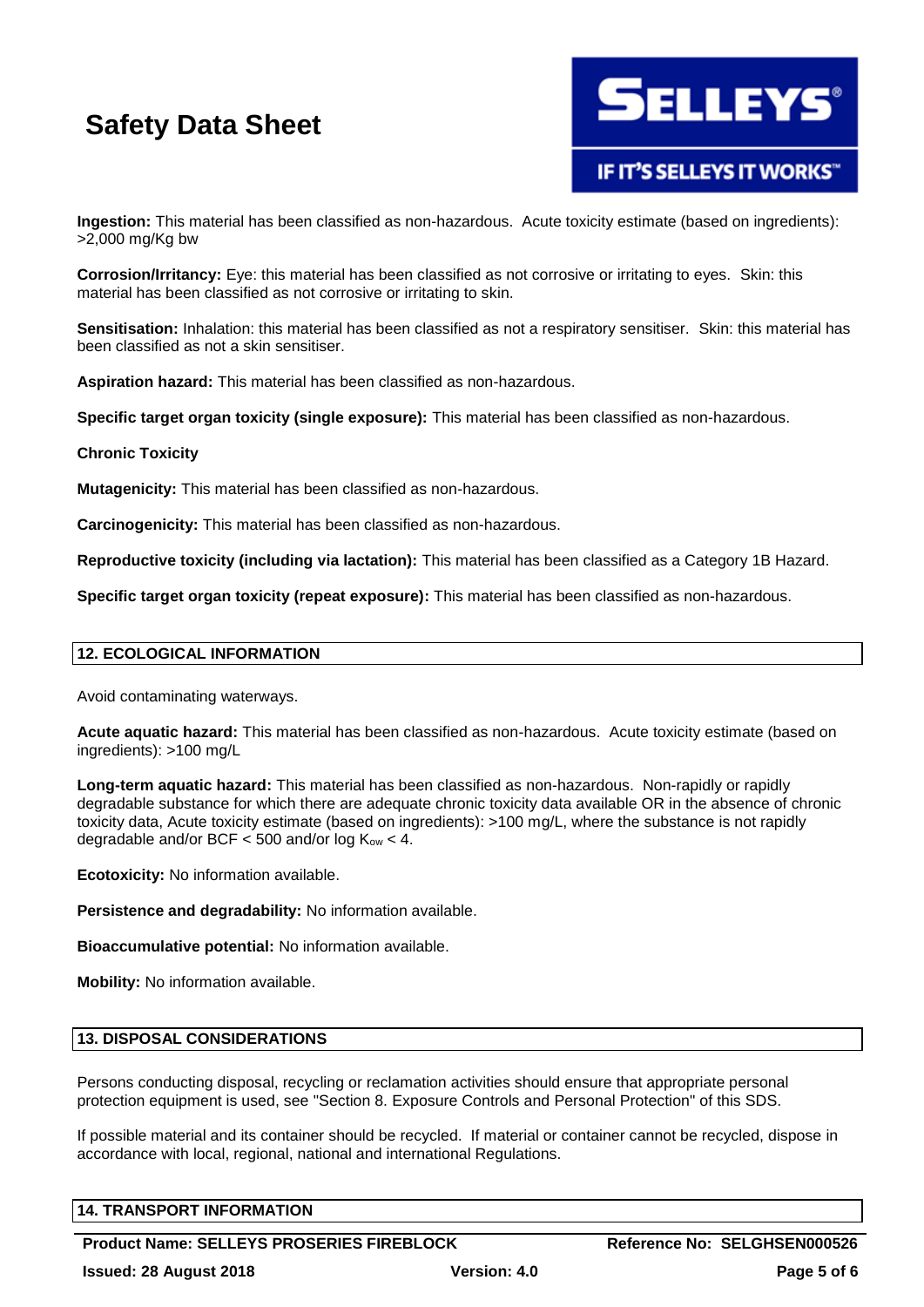**Ingestion:** This material has been classified as non-hazardous. Acute toxicity estimate (based on ingredients): >2,000 mg/Kg bw

**Corrosion/Irritancy:** Eye: this material has been classified as not corrosive or irritating to eyes. Skin: this material has been classified as not corrosive or irritating to skin.

**Sensitisation:** Inhalation: this material has been classified as not a respiratory sensitiser. Skin: this material has been classified as not a skin sensitiser.

**Aspiration hazard:** This material has been classified as non-hazardous.

**Specific target organ toxicity (single exposure):** This material has been classified as non-hazardous.

**Chronic Toxicity**

**Mutagenicity:** This material has been classified as non-hazardous.

**Carcinogenicity:** This material has been classified as non-hazardous.

**Reproductive toxicity (including via lactation):** This material has been classified as a Category 1B Hazard.

**Specific target organ toxicity (repeat exposure):** This material has been classified as non-hazardous.

## 12. ECOLOGICAL INFORMATION

Avoid contaminating waterways.

**Acute aquatic hazard:** This material has been classified as non-hazardous. Acute toxicity estimate (based on ingredients): >100 mg/L

**Long-term aquatic hazard:** This material has been classified as non-hazardous. Non-rapidly or rapidly degradable substance for which there are adequate chronic toxicity data available OR in the absence of chronic toxicity data, Acute toxicity estimate (based on ingredients): >100 mg/L, where the substance is not rapidly degradable and/or BCF < 500 and/or log $K_{ow}$ < 4.

**Ecotoxicity:** No information available.

**Persistence and degradability:** No information available.

**Bioaccumulative potential:** No information available.

**Mobility:** No information available.

## 13. DISPOSAL CONSIDERATIONS

Persons conducting disposal, recycling or reclamation activities should ensure that appropriate personal protection equipment is used, see "Section 8. Exposure Controls and Personal Protection" of this SDS.

If possible material and its container should be recycled. If material or container cannot be recycled, dispose in accordance with local, regional, national and international Regulations.

## 14. TRANSPORT INFORMATION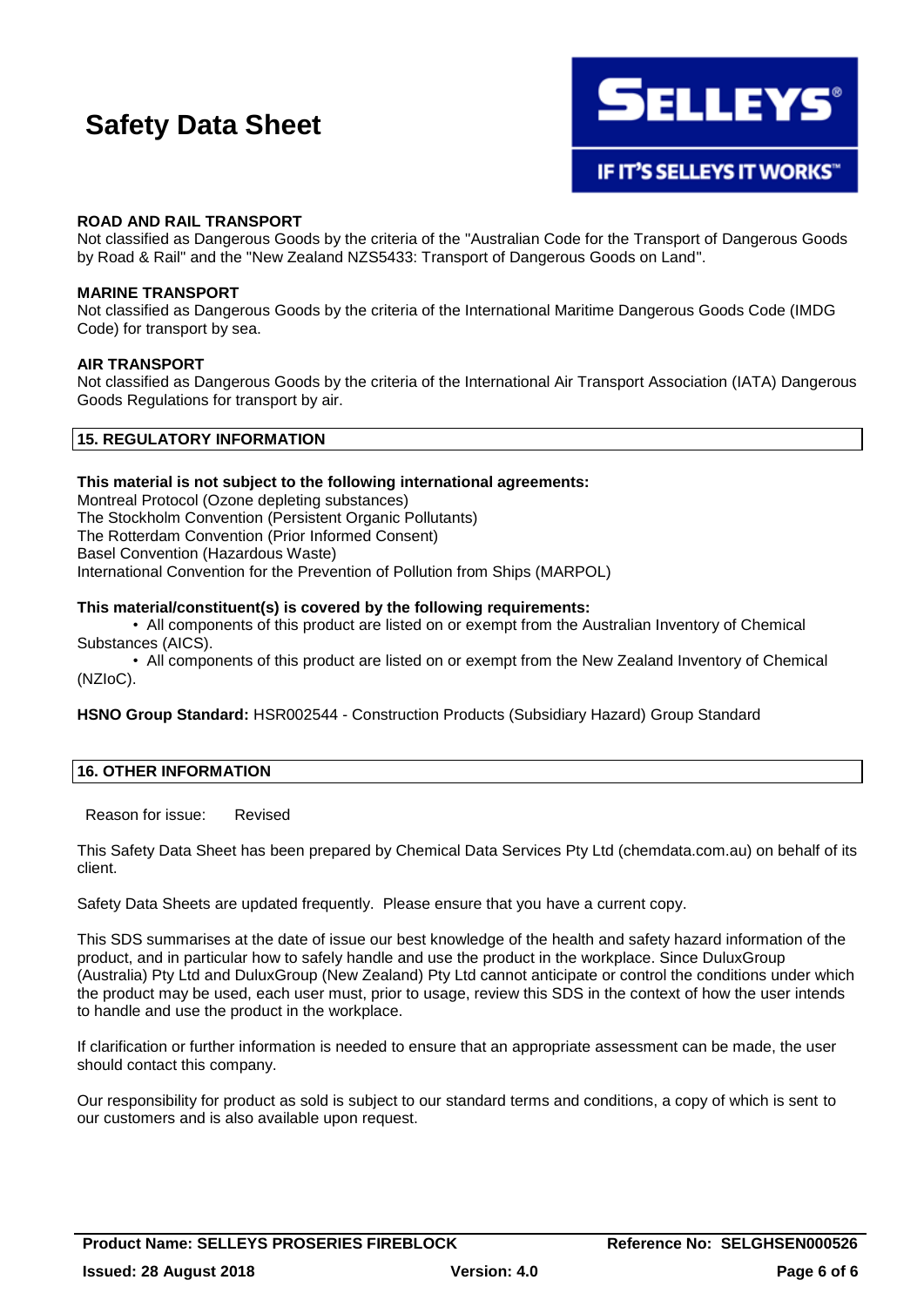**ROAD AND RAIL TRANSPORT**
Not classified as Dangerous Goods by the criteria of the "Australian Code for the Transport of Dangerous Goods by Road & Rail" and the "New Zealand NZS5433: Transport of Dangerous Goods on Land".

**MARINE TRANSPORT**
Not classified as Dangerous Goods by the criteria of the International Maritime Dangerous Goods Code (IMDG Code) for transport by sea.

**AIR TRANSPORT**
Not classified as Dangerous Goods by the criteria of the International Air Transport Association (IATA) Dangerous Goods Regulations for transport by air.

## 15. REGULATORY INFORMATION

**This material is not subject to the following international agreements:**
Montreal Protocol (Ozone depleting substances)
The Stockholm Convention (Persistent Organic Pollutants)
The Rotterdam Convention (Prior Informed Consent)
Basel Convention (Hazardous Waste)
International Convention for the Prevention of Pollution from Ships (MARPOL)

**This material/constituent(s) is covered by the following requirements:**

- All components of this product are listed on or exempt from the Australian Inventory of Chemical Substances (AICS).
- All components of this product are listed on or exempt from the New Zealand Inventory of Chemical (NZIoC).

**HSNO Group Standard:** HSR002544 - Construction Products (Subsidiary Hazard) Group Standard

## 16. OTHER INFORMATION

Reason for issue: Revised

This Safety Data Sheet has been prepared by Chemical Data Services Pty Ltd (chemdata.com.au) on behalf of its client.

Safety Data Sheets are updated frequently. Please ensure that you have a current copy.

This SDS summarises at the date of issue our best knowledge of the health and safety hazard information of the product, and in particular how to safely handle and use the product in the workplace. Since DuluxGroup (Australia) Pty Ltd and DuluxGroup (New Zealand) Pty Ltd cannot anticipate or control the conditions under which the product may be used, each user must, prior to usage, review this SDS in the context of how the user intends to handle and use the product in the workplace.

If clarification or further information is needed to ensure that an appropriate assessment can be made, the user should contact this company.

Our responsibility for product as sold is subject to our standard terms and conditions, a copy of which is sent to our customers and is also available upon request.